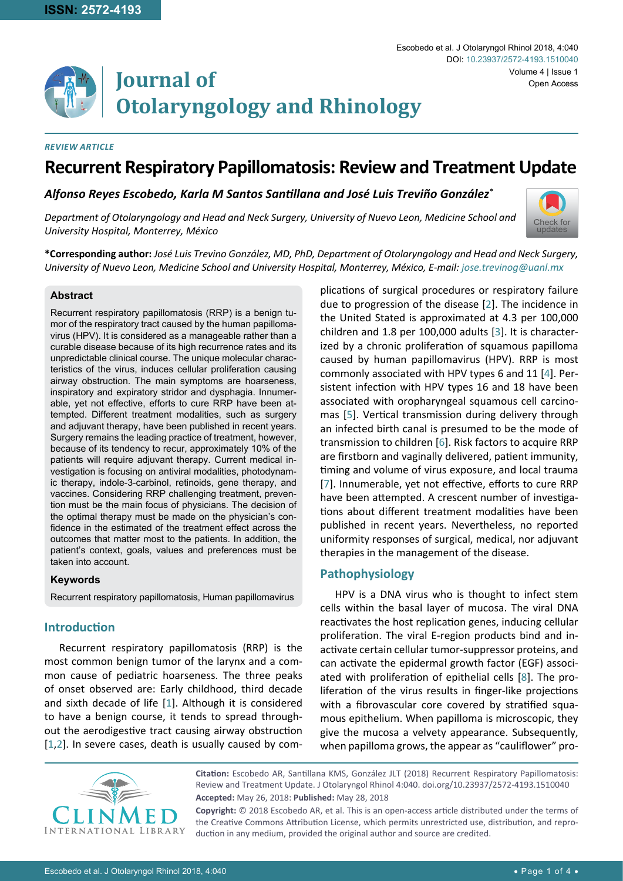*REVIEW ARTICLE*

# Recurrent Respiratory Papillomatosis: Review and Treatment Update

***Alfonso Reyes Escobedo, Karla M Santos Santillana and José Luis Treviño González*****[*]**

*Department of Otolaryngology and Head and Neck Surgery, University of Nuevo Leon, Medicine School and University Hospital, Monterrey, México*

**\*Corresponding author:** *José Luis Trevino González, MD, PhD, Department of Otolaryngology and Head and Neck Surgery, University of Nuevo Leon, Medicine School and University Hospital, Monterrey, México, E-mail: jose.trevinog@uanl.mx*

### Abstract

Recurrent respiratory papillomatosis (RRP) is a benign tumor of the respiratory tract caused by the human papillomavirus (HPV). It is considered as a manageable rather than a curable disease because of its high recurrence rates and its unpredictable clinical course. The unique molecular characteristics of the virus, induces cellular proliferation causing airway obstruction. The main symptoms are hoarseness, inspiratory and expiratory stridor and dysphagia. Innumerable, yet not effective, efforts to cure RRP have been attempted. Different treatment modalities, such as surgery and adjuvant therapy, have been published in recent years. Surgery remains the leading practice of treatment, however, because of its tendency to recur, approximately 10% of the patients will require adjuvant therapy. Current medical investigation is focusing on antiviral modalities, photodynamic therapy, indole-3-carbinol, retinoids, gene therapy, and vaccines. Considering RRP challenging treatment, prevention must be the main focus of physicians. The decision of the optimal therapy must be made on the physician's confidence in the estimated of the treatment effect across the outcomes that matter most to the patients. In addition, the patient's context, goals, values and preferences must be taken into account.

### Keywords

Recurrent respiratory papillomatosis, Human papillomavirus

## Introduction

Recurrent respiratory papillomatosis (RRP) is the most common benign tumor of the larynx and a common cause of pediatric hoarseness. The three peaks of onset observed are: Early childhood, third decade and sixth decade of life [1]. Although it is considered to have a benign course, it tends to spread throughout the aerodigestive tract causing airway obstruction [1,2]. In severe cases, death is usually caused by complications of surgical procedures or respiratory failure due to progression of the disease [2]. The incidence in the United Stated is approximated at 4.3 per 100,000 children and 1.8 per 100,000 adults [3]. It is characterized by a chronic proliferation of squamous papilloma caused by human papillomavirus (HPV). RRP is most commonly associated with HPV types 6 and 11 [4]. Persistent infection with HPV types 16 and 18 have been associated with oropharyngeal squamous cell carcinomas [5]. Vertical transmission during delivery through an infected birth canal is presumed to be the mode of transmission to children [6]. Risk factors to acquire RRP are firstborn and vaginally delivered, patient immunity, timing and volume of virus exposure, and local trauma [7]. Innumerable, yet not effective, efforts to cure RRP have been attempted. A crescent number of investigations about different treatment modalities have been published in recent years. Nevertheless, no reported uniformity responses of surgical, medical, nor adjuvant therapies in the management of the disease.

## Pathophysiology

HPV is a DNA virus who is thought to infect stem cells within the basal layer of mucosa. The viral DNA reactivates the host replication genes, inducing cellular proliferation. The viral E-region products bind and inactivate certain cellular tumor-suppressor proteins, and can activate the epidermal growth factor (EGF) associated with proliferation of epithelial cells [8]. The proliferation of the virus results in finger-like projections with a fibrovascular core covered by stratified squamous epithelium. When papilloma is microscopic, they give the mucosa a velvety appearance. Subsequently, when papilloma grows, the appear as "cauliflower" pro-

**Citation:** Escobedo AR, Santillana KMS, González JLT (2018) Recurrent Respiratory Papillomatosis: Review and Treatment Update. J Otolaryngol Rhinol 4:040. doi.org/10.23937/2572-4193.1510040

**Accepted:** May 26, 2018: **Published:** May 28, 2018

**Copyright:** © 2018 Escobedo AR, et al. This is an open-access article distributed under the terms of the Creative Commons Attribution License, which permits unrestricted use, distribution, and reproduction in any medium, provided the original author and source are credited.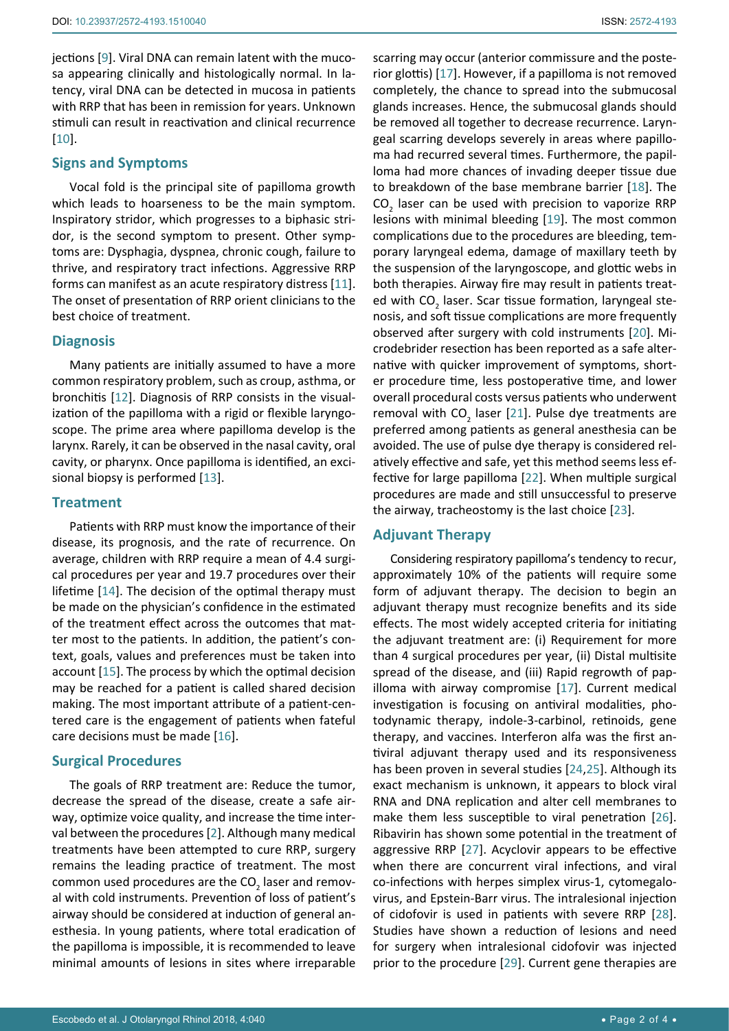jections [9]. Viral DNA can remain latent with the mucosa appearing clinically and histologically normal. In latency, viral DNA can be detected in mucosa in patients with RRP that has been in remission for years. Unknown stimuli can result in reactivation and clinical recurrence [10].

## Signs and Symptoms

Vocal fold is the principal site of papilloma growth which leads to hoarseness to be the main symptom. Inspiratory stridor, which progresses to a biphasic stridor, is the second symptom to present. Other symptoms are: Dysphagia, dyspnea, chronic cough, failure to thrive, and respiratory tract infections. Aggressive RRP forms can manifest as an acute respiratory distress [11]. The onset of presentation of RRP orient clinicians to the best choice of treatment.

## Diagnosis

Many patients are initially assumed to have a more common respiratory problem, such as croup, asthma, or bronchitis [12]. Diagnosis of RRP consists in the visualization of the papilloma with a rigid or flexible laryngoscope. The prime area where papilloma develop is the larynx. Rarely, it can be observed in the nasal cavity, oral cavity, or pharynx. Once papilloma is identified, an excisional biopsy is performed [13].

## Treatment

Patients with RRP must know the importance of their disease, its prognosis, and the rate of recurrence. On average, children with RRP require a mean of 4.4 surgical procedures per year and 19.7 procedures over their lifetime [14]. The decision of the optimal therapy must be made on the physician's confidence in the estimated of the treatment effect across the outcomes that matter most to the patients. In addition, the patient's context, goals, values and preferences must be taken into account [15]. The process by which the optimal decision may be reached for a patient is called shared decision making. The most important attribute of a patient-centered care is the engagement of patients when fateful care decisions must be made [16].

## Surgical Procedures

The goals of RRP treatment are: Reduce the tumor, decrease the spread of the disease, create a safe airway, optimize voice quality, and increase the time interval between the procedures [2]. Although many medical treatments have been attempted to cure RRP, surgery remains the leading practice of treatment. The most common used procedures are the $CO_2$ laser and removal with cold instruments. Prevention of loss of patient's airway should be considered at induction of general anesthesia. In young patients, where total eradication of the papilloma is impossible, it is recommended to leave minimal amounts of lesions in sites where irreparable scarring may occur (anterior commissure and the posterior glottis) [17]. However, if a papilloma is not removed completely, the chance to spread into the submucosal glands increases. Hence, the submucosal glands should be removed all together to decrease recurrence. Laryngeal scarring develops severely in areas where papilloma had recurred several times. Furthermore, the papilloma had more chances of invading deeper tissue due to breakdown of the base membrane barrier [18]. The $CO_2$ laser can be used with precision to vaporize RRP lesions with minimal bleeding [19]. The most common complications due to the procedures are bleeding, temporary laryngeal edema, damage of maxillary teeth by the suspension of the laryngoscope, and glottic webs in both therapies. Airway fire may result in patients treated with $CO_2$ laser. Scar tissue formation, laryngeal stenosis, and soft tissue complications are more frequently observed after surgery with cold instruments [20]. Microdebrider resection has been reported as a safe alternative with quicker improvement of symptoms, shorter procedure time, less postoperative time, and lower overall procedural costs versus patients who underwent removal with $CO_2$ laser [21]. Pulse dye treatments are preferred among patients as general anesthesia can be avoided. The use of pulse dye therapy is considered relatively effective and safe, yet this method seems less effective for large papilloma [22]. When multiple surgical procedures are made and still unsuccessful to preserve the airway, tracheostomy is the last choice [23].

## Adjuvant Therapy

Considering respiratory papilloma's tendency to recur, approximately 10% of the patients will require some form of adjuvant therapy. The decision to begin an adjuvant therapy must recognize benefits and its side effects. The most widely accepted criteria for initiating the adjuvant treatment are: (i) Requirement for more than 4 surgical procedures per year, (ii) Distal multisite spread of the disease, and (iii) Rapid regrowth of papilloma with airway compromise [17]. Current medical investigation is focusing on antiviral modalities, photodynamic therapy, indole-3-carbinol, retinoids, gene therapy, and vaccines. Interferon alfa was the first antiviral adjuvant therapy used and its responsiveness has been proven in several studies [24,25]. Although its exact mechanism is unknown, it appears to block viral RNA and DNA replication and alter cell membranes to make them less susceptible to viral penetration [26]. Ribavirin has shown some potential in the treatment of aggressive RRP [27]. Acyclovir appears to be effective when there are concurrent viral infections, and viral co-infections with herpes simplex virus-1, cytomegalovirus, and Epstein-Barr virus. The intralesional injection of cidofovir is used in patients with severe RRP [28]. Studies have shown a reduction of lesions and need for surgery when intralesional cidofovir was injected prior to the procedure [29]. Current gene therapies are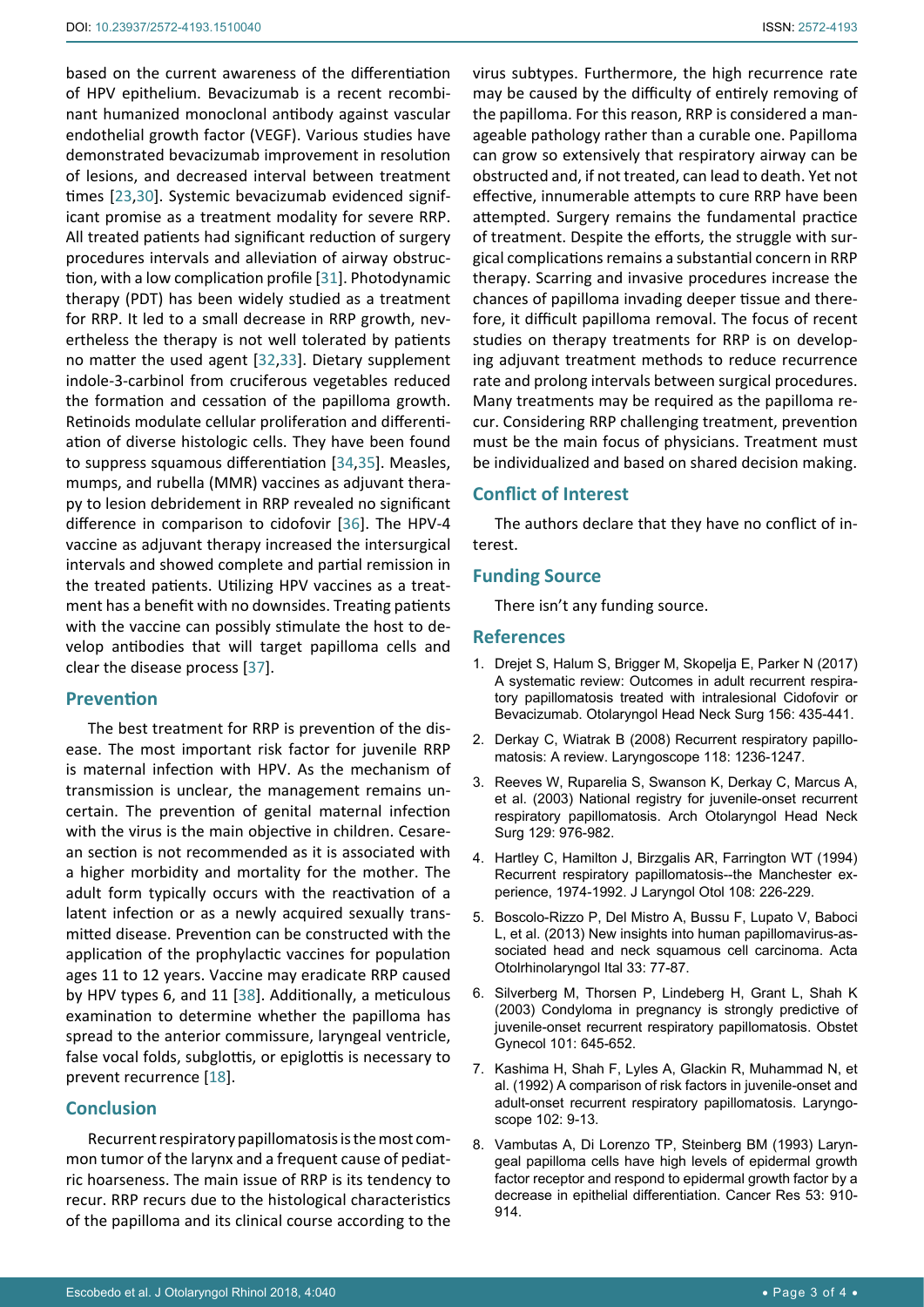based on the current awareness of the differentiation of HPV epithelium. Bevacizumab is a recent recombinant humanized monoclonal antibody against vascular endothelial growth factor (VEGF). Various studies have demonstrated bevacizumab improvement in resolution of lesions, and decreased interval between treatment times [23,30]. Systemic bevacizumab evidenced significant promise as a treatment modality for severe RRP. All treated patients had significant reduction of surgery procedures intervals and alleviation of airway obstruction, with a low complication profile [31]. Photodynamic therapy (PDT) has been widely studied as a treatment for RRP. It led to a small decrease in RRP growth, nevertheless the therapy is not well tolerated by patients no matter the used agent [32,33]. Dietary supplement indole-3-carbinol from cruciferous vegetables reduced the formation and cessation of the papilloma growth. Retinoids modulate cellular proliferation and differentiation of diverse histologic cells. They have been found to suppress squamous differentiation [34,35]. Measles, mumps, and rubella (MMR) vaccines as adjuvant therapy to lesion debridement in RRP revealed no significant difference in comparison to cidofovir [36]. The HPV-4 vaccine as adjuvant therapy increased the intersurgical intervals and showed complete and partial remission in the treated patients. Utilizing HPV vaccines as a treatment has a benefit with no downsides. Treating patients with the vaccine can possibly stimulate the host to develop antibodies that will target papilloma cells and clear the disease process [37].

## Prevention

The best treatment for RRP is prevention of the disease. The most important risk factor for juvenile RRP is maternal infection with HPV. As the mechanism of transmission is unclear, the management remains uncertain. The prevention of genital maternal infection with the virus is the main objective in children. Cesarean section is not recommended as it is associated with a higher morbidity and mortality for the mother. The adult form typically occurs with the reactivation of a latent infection or as a newly acquired sexually transmitted disease. Prevention can be constructed with the application of the prophylactic vaccines for population ages 11 to 12 years. Vaccine may eradicate RRP caused by HPV types 6, and 11 [38]. Additionally, a meticulous examination to determine whether the papilloma has spread to the anterior commissure, laryngeal ventricle, false vocal folds, subglottis, or epiglottis is necessary to prevent recurrence [18].

## Conclusion

Recurrent respiratory papillomatosis is the most common tumor of the larynx and a frequent cause of pediatric hoarseness. The main issue of RRP is its tendency to recur. RRP recurs due to the histological characteristics of the papilloma and its clinical course according to the virus subtypes. Furthermore, the high recurrence rate may be caused by the difficulty of entirely removing of the papilloma. For this reason, RRP is considered a manageable pathology rather than a curable one. Papilloma can grow so extensively that respiratory airway can be obstructed and, if not treated, can lead to death. Yet not effective, innumerable attempts to cure RRP have been attempted. Surgery remains the fundamental practice of treatment. Despite the efforts, the struggle with surgical complications remains a substantial concern in RRP therapy. Scarring and invasive procedures increase the chances of papilloma invading deeper tissue and therefore, it difficult papilloma removal. The focus of recent studies on therapy treatments for RRP is on developing adjuvant treatment methods to reduce recurrence rate and prolong intervals between surgical procedures. Many treatments may be required as the papilloma recur. Considering RRP challenging treatment, prevention must be the main focus of physicians. Treatment must be individualized and based on shared decision making.

## Conflict of Interest

The authors declare that they have no conflict of interest.

## Funding Source

There isn't any funding source.

## References

1. Drejet S, Halum S, Brigger M, Skopelja E, Parker N (2017) A systematic review: Outcomes in adult recurrent respiratory papillomatosis treated with intralesional Cidofovir or Bevacizumab. Otolaryngol Head Neck Surg 156: 435-441.
2. Derkay C, Wiatrak B (2008) Recurrent respiratory papillomatosis: A review. Laryngoscope 118: 1236-1247.
3. Reeves W, Ruparelia S, Swanson K, Derkay C, Marcus A, et al. (2003) National registry for juvenile-onset recurrent respiratory papillomatosis. Arch Otolaryngol Head Neck Surg 129: 976-982.
4. Hartley C, Hamilton J, Birzgalis AR, Farrington WT (1994) Recurrent respiratory papillomatosis--the Manchester experience, 1974-1992. J Laryngol Otol 108: 226-229.
5. Boscolo-Rizzo P, Del Mistro A, Bussu F, Lupato V, Baboci L, et al. (2013) New insights into human papillomavirus-associated head and neck squamous cell carcinoma. Acta Otolrhinolaryngol Ital 33: 77-87.
6. Silverberg M, Thorsen P, Lindeberg H, Grant L, Shah K (2003) Condyloma in pregnancy is strongly predictive of juvenile-onset recurrent respiratory papillomatosis. Obstet Gynecol 101: 645-652.
7. Kashima H, Shah F, Lyles A, Glackin R, Muhammad N, et al. (1992) A comparison of risk factors in juvenile-onset and adult-onset recurrent respiratory papillomatosis. Laryngoscope 102: 9-13.
8. Vambutas A, Di Lorenzo TP, Steinberg BM (1993) Laryngeal papilloma cells have high levels of epidermal growth factor receptor and respond to epidermal growth factor by a decrease in epithelial differentiation. Cancer Res 53: 910-914.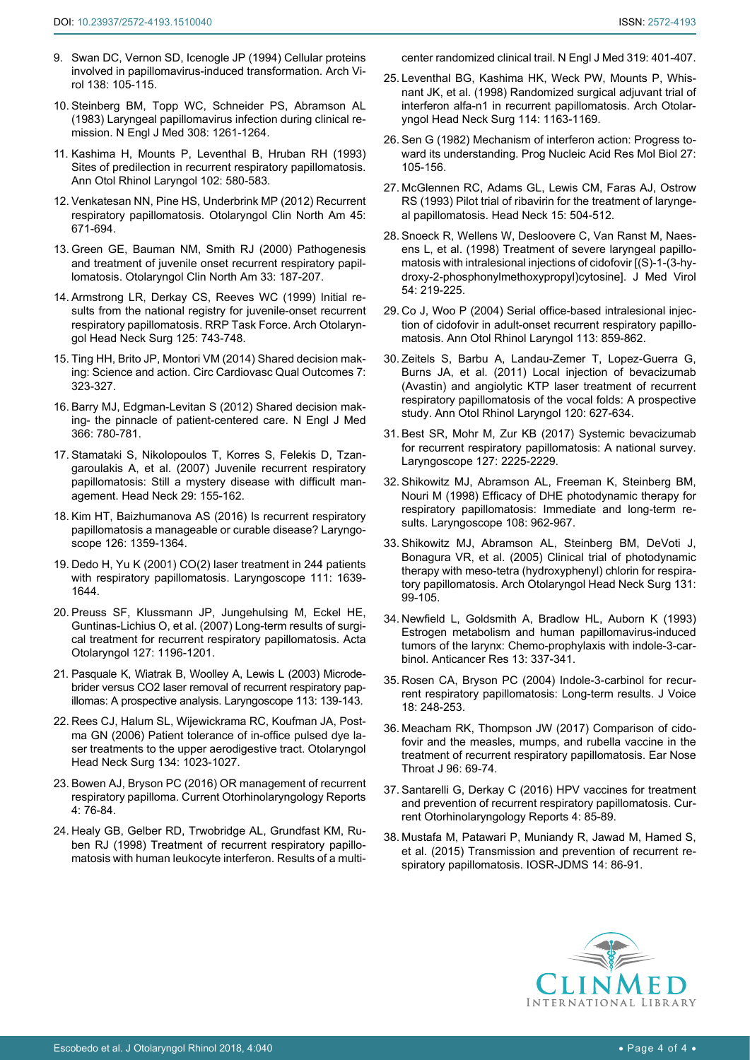9. Swan DC, Vernon SD, Icenogle JP (1994) Cellular proteins involved in papillomavirus-induced transformation. Arch Virol 138: 105-115.

10. Steinberg BM, Topp WC, Schneider PS, Abramson AL (1983) Laryngeal papillomavirus infection during clinical remission. N Engl J Med 308: 1261-1264.

11. Kashima H, Mounts P, Leventhal B, Hruban RH (1993) Sites of predilection in recurrent respiratory papillomatosis. Ann Otol Rhinol Laryngol 102: 580-583.

12. Venkatesan NN, Pine HS, Underbrink MP (2012) Recurrent respiratory papillomatosis. Otolaryngol Clin North Am 45: 671-694.

13. Green GE, Bauman NM, Smith RJ (2000) Pathogenesis and treatment of juvenile onset recurrent respiratory papillomatosis. Otolaryngol Clin North Am 33: 187-207.

14. Armstrong LR, Derkay CS, Reeves WC (1999) Initial results from the national registry for juvenile-onset recurrent respiratory papillomatosis. RRP Task Force. Arch Otolaryngol Head Neck Surg 125: 743-748.

15. Ting HH, Brito JP, Montori VM (2014) Shared decision making: Science and action. Circ Cardiovasc Qual Outcomes 7: 323-327.

16. Barry MJ, Edgman-Levitan S (2012) Shared decision making- the pinnacle of patient-centered care. N Engl J Med 366: 780-781.

17. Stamataki S, Nikolopoulos T, Korres S, Felekis D, Tzangaroulakis A, et al. (2007) Juvenile recurrent respiratory papillomatosis: Still a mystery disease with difficult management. Head Neck 29: 155-162.

18. Kim HT, Baizhumanova AS (2016) Is recurrent respiratory papillomatosis a manageable or curable disease? Laryngoscope 126: 1359-1364.

19. Dedo H, Yu K (2001) CO(2) laser treatment in 244 patients with respiratory papillomatosis. Laryngoscope 111: 1639-1644.

20. Preuss SF, Klussmann JP, Jungehulsing M, Eckel HE, Guntinas-Lichius O, et al. (2007) Long-term results of surgical treatment for recurrent respiratory papillomatosis. Acta Otolaryngol 127: 1196-1201.

21. Pasquale K, Wiatrak B, Woolley A, Lewis L (2003) Microdebrider versus CO2 laser removal of recurrent respiratory papillomas: A prospective analysis. Laryngoscope 113: 139-143.

22. Rees CJ, Halum SL, Wijewickrama RC, Koufman JA, Postma GN (2006) Patient tolerance of in-office pulsed dye laser treatments to the upper aerodigestive tract. Otolaryngol Head Neck Surg 134: 1023-1027.

23. Bowen AJ, Bryson PC (2016) OR management of recurrent respiratory papilloma. Current Otorhinolaryngology Reports 4: 76-84.

24. Healy GB, Gelber RD, Trwobridge AL, Grundfast KM, Ruben RJ (1998) Treatment of recurrent respiratory papillomatosis with human leukocyte interferon. Results of a multi-center randomized clinical trail. N Engl J Med 319: 401-407.

25. Leventhal BG, Kashima HK, Weck PW, Mounts P, Whisnant JK, et al. (1998) Randomized surgical adjuvant trial of interferon alfa-n1 in recurrent papillomatosis. Arch Otolaryngol Head Neck Surg 114: 1163-1169.

26. Sen G (1982) Mechanism of interferon action: Progress toward its understanding. Prog Nucleic Acid Res Mol Biol 27: 105-156.

27. McGlennen RC, Adams GL, Lewis CM, Faras AJ, Ostrow RS (1993) Pilot trial of ribavirin for the treatment of laryngeal papillomatosis. Head Neck 15: 504-512.

28. Snoeck R, Wellens W, Desloovere C, Van Ranst M, Naesens L, et al. (1998) Treatment of severe laryngeal papillomatosis with intralesional injections of cidofovir [(S)-1-(3-hydroxy-2-phosphonylmethoxypropyl)cytosine]. J Med Virol 54: 219-225.

29. Co J, Woo P (2004) Serial office-based intralesional injection of cidofovir in adult-onset recurrent respiratory papillomatosis. Ann Otol Rhinol Laryngol 113: 859-862.

30. Zeitels S, Barbu A, Landau-Zemer T, Lopez-Guerra G, Burns JA, et al. (2011) Local injection of bevacizumab (Avastin) and angiolytic KTP laser treatment of recurrent respiratory papillomatosis of the vocal folds: A prospective study. Ann Otol Rhinol Laryngol 120: 627-634.

31. Best SR, Mohr M, Zur KB (2017) Systemic bevacizumab for recurrent respiratory papillomatosis: A national survey. Laryngoscope 127: 2225-2229.

32. Shikowitz MJ, Abramson AL, Freeman K, Steinberg BM, Nouri M (1998) Efficacy of DHE photodynamic therapy for respiratory papillomatosis: Immediate and long-term results. Laryngoscope 108: 962-967.

33. Shikowitz MJ, Abramson AL, Steinberg BM, DeVoti J, Bonagura VR, et al. (2005) Clinical trial of photodynamic therapy with meso-tetra (hydroxyphenyl) chlorin for respiratory papillomatosis. Arch Otolaryngol Head Neck Surg 131: 99-105.

34. Newfield L, Goldsmith A, Bradlow HL, Auborn K (1993) Estrogen metabolism and human papillomavirus-induced tumors of the larynx: Chemo-prophylaxis with indole-3-carbinol. Anticancer Res 13: 337-341.

35. Rosen CA, Bryson PC (2004) Indole-3-carbinol for recurrent respiratory papillomatosis: Long-term results. J Voice 18: 248-253.

36. Meacham RK, Thompson JW (2017) Comparison of cidofovir and the measles, mumps, and rubella vaccine in the treatment of recurrent respiratory papillomatosis. Ear Nose Throat J 96: 69-74.

37. Santarelli G, Derkay C (2016) HPV vaccines for treatment and prevention of recurrent respiratory papillomatosis. Current Otorhinolaryngology Reports 4: 85-89.

38. Mustafa M, Patawari P, Muniandy R, Jawad M, Hamed S, et al. (2015) Transmission and prevention of recurrent respiratory papillomatosis. IOSR-JDMS 14: 86-91.